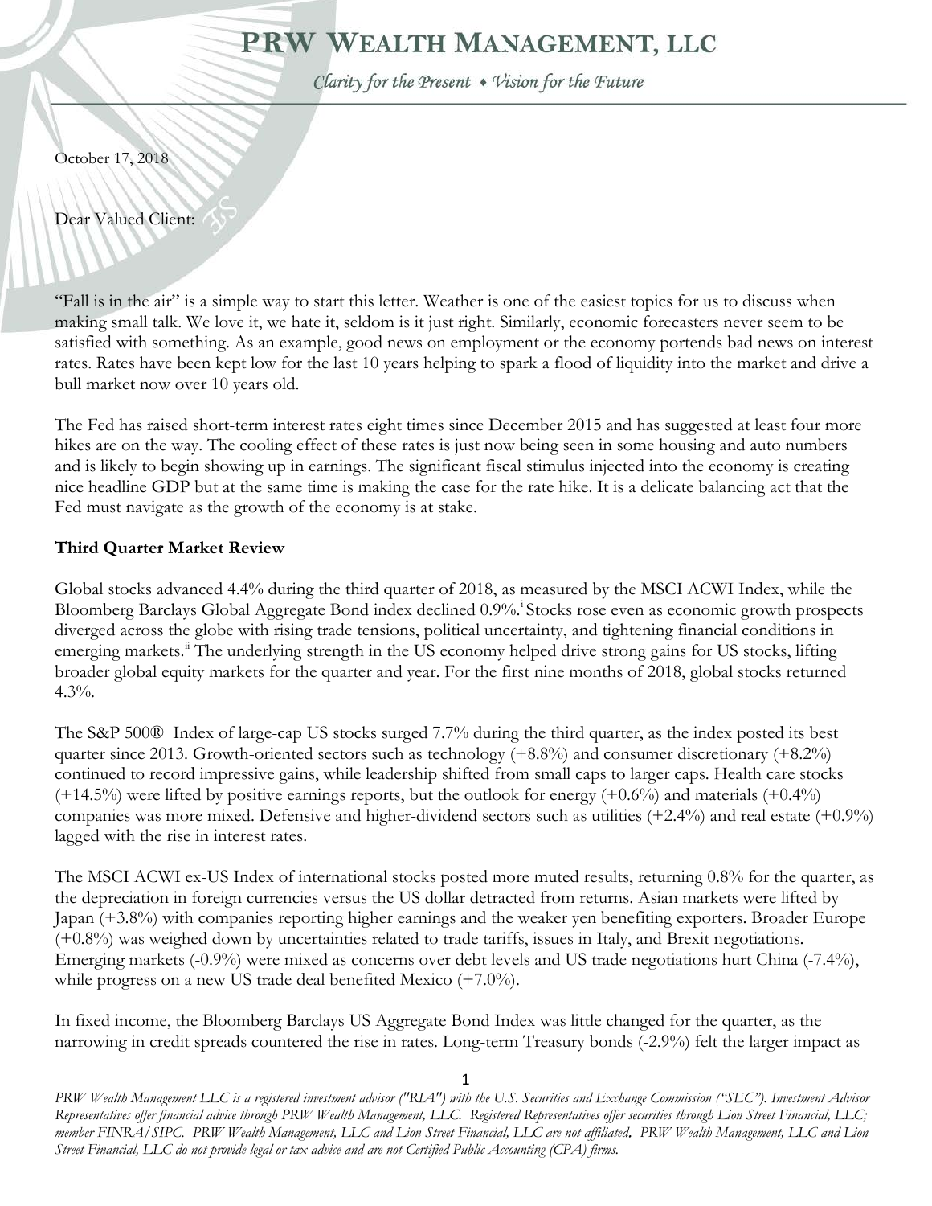# PRW Wealth Management, LLC

*Clarity for the Present ♦ Vision for the Future*

October 17, 2018

Dear Valued Client:

"Fall is in the air" is a simple way to start this letter. Weather is one of the easiest topics for us to discuss when making small talk. We love it, we hate it, seldom is it just right. Similarly, economic forecasters never seem to be satisfied with something. As an example, good news on employment or the economy portends bad news on interest rates. Rates have been kept low for the last 10 years helping to spark a flood of liquidity into the market and drive a bull market now over 10 years old.

The Fed has raised short-term interest rates eight times since December 2015 and has suggested at least four more hikes are on the way. The cooling effect of these rates is just now being seen in some housing and auto numbers and is likely to begin showing up in earnings. The significant fiscal stimulus injected into the economy is creating nice headline GDP but at the same time is making the case for the rate hike. It is a delicate balancing act that the Fed must navigate as the growth of the economy is at stake.

**Third Quarter Market Review**

Global stocks advanced 4.4% during the third quarter of 2018, as measured by the MSCI ACWI Index, while the Bloomberg Barclays Global Aggregate Bond index declined 0.9%.[i] Stocks rose even as economic growth prospects diverged across the globe with rising trade tensions, political uncertainty, and tightening financial conditions in emerging markets.[ii] The underlying strength in the US economy helped drive strong gains for US stocks, lifting broader global equity markets for the quarter and year. For the first nine months of 2018, global stocks returned 4.3%.

The S&P 500® Index of large-cap US stocks surged 7.7% during the third quarter, as the index posted its best quarter since 2013. Growth-oriented sectors such as technology (+8.8%) and consumer discretionary (+8.2%) continued to record impressive gains, while leadership shifted from small caps to larger caps. Health care stocks (+14.5%) were lifted by positive earnings reports, but the outlook for energy (+0.6%) and materials (+0.4%) companies was more mixed. Defensive and higher-dividend sectors such as utilities (+2.4%) and real estate (+0.9%) lagged with the rise in interest rates.

The MSCI ACWI ex-US Index of international stocks posted more muted results, returning 0.8% for the quarter, as the depreciation in foreign currencies versus the US dollar detracted from returns. Asian markets were lifted by Japan (+3.8%) with companies reporting higher earnings and the weaker yen benefiting exporters. Broader Europe (+0.8%) was weighed down by uncertainties related to trade tariffs, issues in Italy, and Brexit negotiations. Emerging markets (-0.9%) were mixed as concerns over debt levels and US trade negotiations hurt China (-7.4%), while progress on a new US trade deal benefited Mexico (+7.0%).

In fixed income, the Bloomberg Barclays US Aggregate Bond Index was little changed for the quarter, as the narrowing in credit spreads countered the rise in rates. Long-term Treasury bonds (-2.9%) felt the larger impact as

*PRW Wealth Management LLC is a registered investment advisor ("RIA") with the U.S. Securities and Exchange Commission ("SEC"). Investment Advisor Representatives offer financial advice through PRW Wealth Management, LLC. Registered Representatives offer securities through Lion Street Financial, LLC; member FINRA/SIPC. PRW Wealth Management, LLC and Lion Street Financial, LLC are not affiliated. PRW Wealth Management, LLC and Lion Street Financial, LLC do not provide legal or tax advice and are not Certified Public Accounting (CPA) firms.*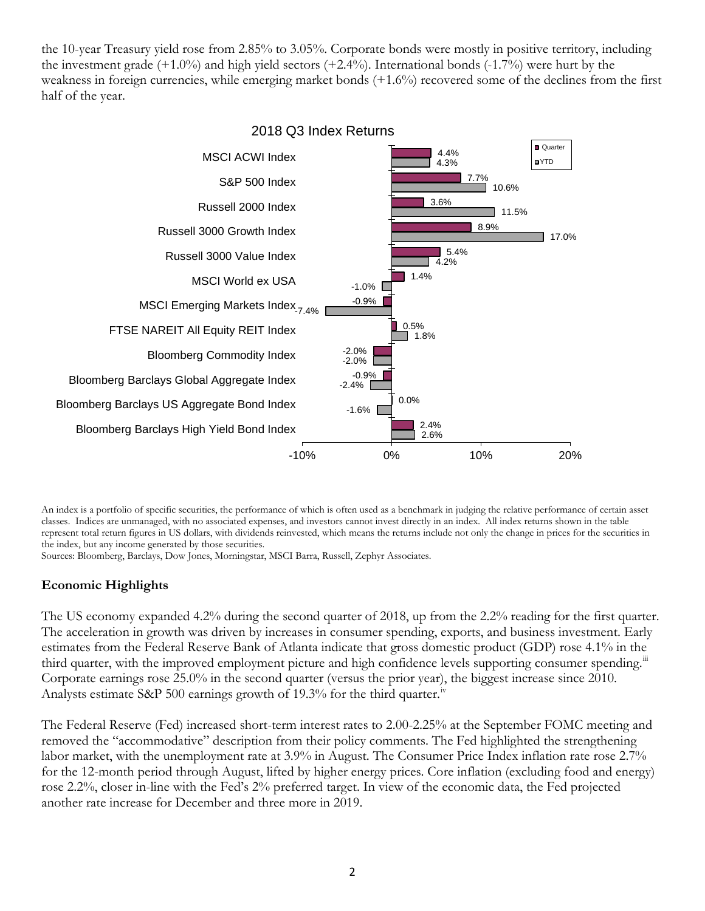the 10-year Treasury yield rose from 2.85% to 3.05%. Corporate bonds were mostly in positive territory, including the investment grade (+1.0%) and high yield sectors (+2.4%). International bonds (-1.7%) were hurt by the weakness in foreign currencies, while emerging market bonds (+1.6%) recovered some of the declines from the first half of the year.

**2018 Q3 Index Returns**

| Index | Quarter | YTD |
|---|---|---|
| MSCI ACWI Index | 4.4% | 4.3% |
| S&P 500 Index | 7.7% | 10.6% |
| Russell 2000 Index | 3.6% | 11.5% |
| Russell 3000 Growth Index | 8.9% | 17.0% |
| Russell 3000 Value Index | 5.4% | 4.2% |
| MSCI World ex USA | 1.4% | -1.0% |
| MSCI Emerging Markets Index | -0.9% | -7.4% |
| FTSE NAREIT All Equity REIT Index | 0.5% | 1.8% |
| Bloomberg Commodity Index | -2.0% | -2.0% |
| Bloomberg Barclays Global Aggregate Index | -0.9% | -2.4% |
| Bloomberg Barclays US Aggregate Bond Index | 0.0% | -1.6% |
| Bloomberg Barclays High Yield Bond Index | 2.4% | 2.6% |

An index is a portfolio of specific securities, the performance of which is often used as a benchmark in judging the relative performance of certain asset classes. Indices are unmanaged, with no associated expenses, and investors cannot invest directly in an index. All index returns shown in the table represent total return figures in US dollars, with dividends reinvested, which means the returns include not only the change in prices for the securities in the index, but any income generated by those securities.
Sources: Bloomberg, Barclays, Dow Jones, Morningstar, MSCI Barra, Russell, Zephyr Associates.

## Economic Highlights

The US economy expanded 4.2% during the second quarter of 2018, up from the 2.2% reading for the first quarter. The acceleration in growth was driven by increases in consumer spending, exports, and business investment. Early estimates from the Federal Reserve Bank of Atlanta indicate that gross domestic product (GDP) rose 4.1% in the third quarter, with the improved employment picture and high confidence levels supporting consumer spending.[iii] Corporate earnings rose 25.0% in the second quarter (versus the prior year), the biggest increase since 2010. Analysts estimate S&P 500 earnings growth of 19.3% for the third quarter.[iv]

The Federal Reserve (Fed) increased short-term interest rates to 2.00-2.25% at the September FOMC meeting and removed the "accommodative" description from their policy comments. The Fed highlighted the strengthening labor market, with the unemployment rate at 3.9% in August. The Consumer Price Index inflation rate rose 2.7% for the 12-month period through August, lifted by higher energy prices. Core inflation (excluding food and energy) rose 2.2%, closer in-line with the Fed's 2% preferred target. In view of the economic data, the Fed projected another rate increase for December and three more in 2019.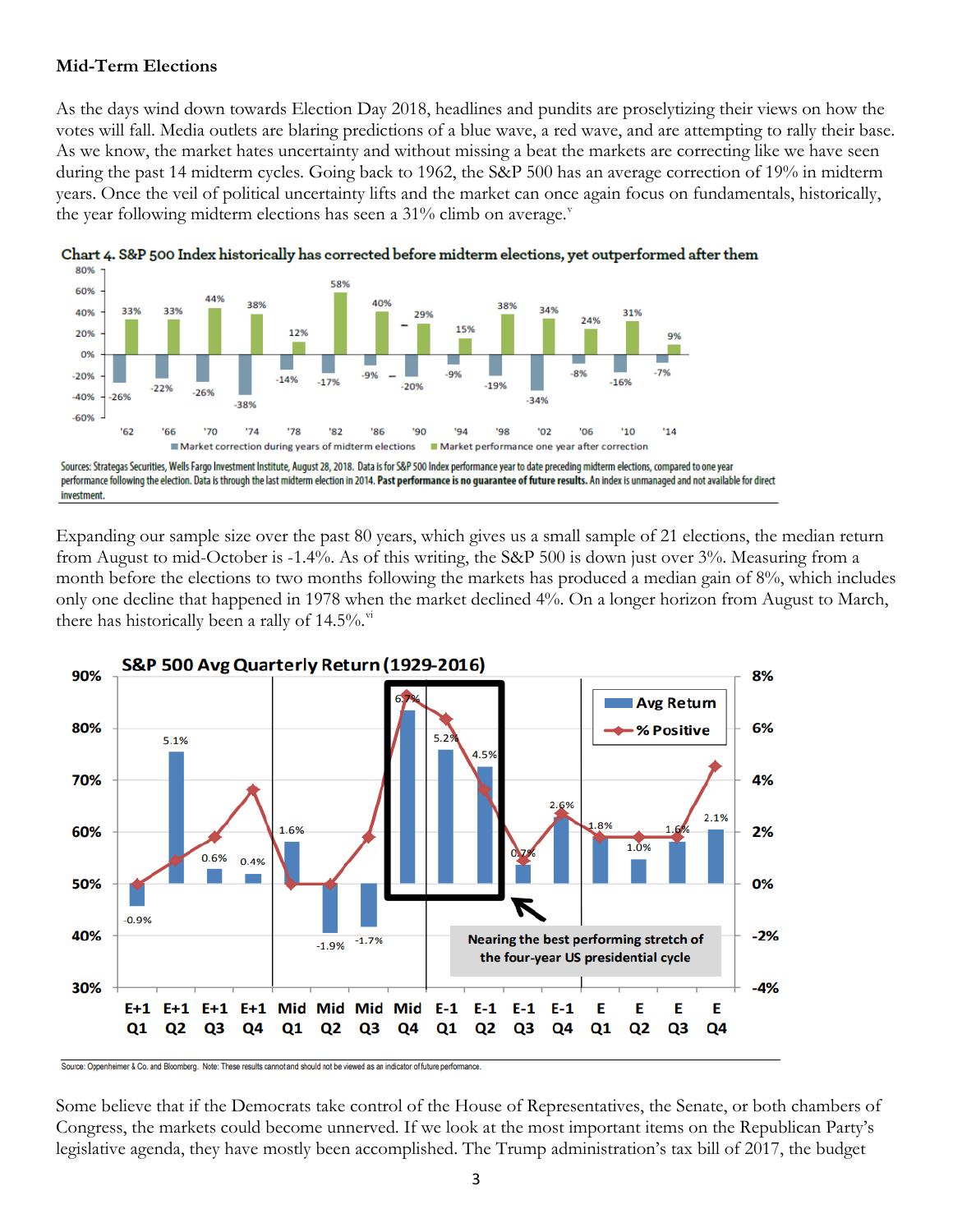**Mid-Term Elections**

As the days wind down towards Election Day 2018, headlines and pundits are proselytizing their views on how the votes will fall. Media outlets are blaring predictions of a blue wave, a red wave, and are attempting to rally their base. As we know, the market hates uncertainty and without missing a beat the markets are correcting like we have seen during the past 14 midterm cycles. Going back to 1962, the S&P 500 has an average correction of 19% in midterm years. Once the veil of political uncertainty lifts and the market can once again focus on fundamentals, historically, the year following midterm elections has seen a 31% climb on average.[v]

**Chart 4. S&P 500 Index historically has corrected before midterm elections, yet outperformed after them**

| Year | Market correction during years of midterm elections | Market performance one year after correction |
|---|---|---|
| '62 | -26% | 33% |
| '66 | -22% | 33% |
| '70 | -26% | 44% |
| '74 | -38% | 38% |
| '78 | -14% | 12% |
| '82 | -17% | 58% |
| '86 | -9% | 40% |
| '90 | -20% | 29% |
| '94 | -9% | 15% |
| '98 | -19% | 38% |
| '02 | -34% | 34% |
| '06 | -8% | 24% |
| '10 | -16% | 31% |
| '14 | -7% | 9% |

Sources: Strategas Securities, Wells Fargo Investment Institute, August 28, 2018. Data is for S&P 500 Index performance year to date preceding midterm elections, compared to one year performance following the election. Data is through the last midterm election in 2014. **Past performance is no guarantee of future results.** An index is unmanaged and not available for direct investment.

Expanding our sample size over the past 80 years, which gives us a small sample of 21 elections, the median return from August to mid-October is -1.4%. As of this writing, the S&P 500 is down just over 3%. Measuring from a month before the elections to two months following the markets has produced a median gain of 8%, which includes only one decline that happened in 1978 when the market declined 4%. On a longer horizon from August to March, there has historically been a rally of 14.5%.[vi]

**S&P 500 Avg Quarterly Return (1929-2016)**

| Quarter | Avg Return |
|---|---|
| E+1 Q1 | -0.9% |
| E+1 Q2 | 5.1% |
| E+1 Q3 | 0.6% |
| E+1 Q4 | 0.4% |
| Mid Q1 | 1.6% |
| Mid Q2 | -1.9% |
| Mid Q3 | -1.7% |
| Mid Q4 | 6.7% |
| E-1 Q1 | 5.2% |
| E-1 Q2 | 4.5% |
| E-1 Q3 | 0.7% |
| E-1 Q4 | 2.6% |
| E Q1 | 1.8% |
| E Q2 | 1.0% |
| E Q3 | 1.6% |
| E Q4 | 2.1% |

Nearing the best performing stretch of the four-year US presidential cycle

Source: Oppenheimer & Co. and Bloomberg. Note: These results cannot and should not be viewed as an indicator of future performance.

Some believe that if the Democrats take control of the House of Representatives, the Senate, or both chambers of Congress, the markets could become unnerved. If we look at the most important items on the Republican Party's legislative agenda, they have mostly been accomplished. The Trump administration's tax bill of 2017, the budget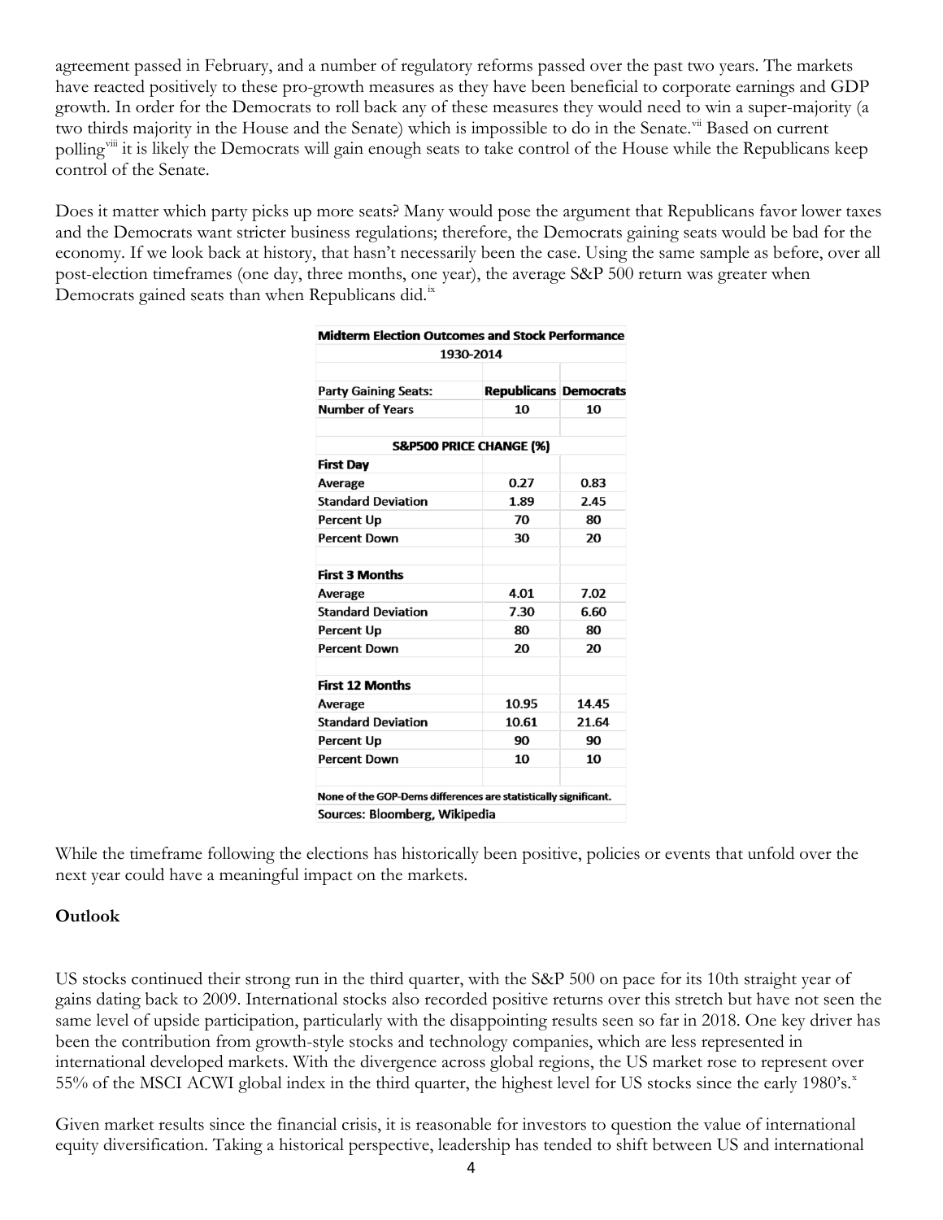agreement passed in February, and a number of regulatory reforms passed over the past two years. The markets have reacted positively to these pro-growth measures as they have been beneficial to corporate earnings and GDP growth. In order for the Democrats to roll back any of these measures they would need to win a super-majority (a two thirds majority in the House and the Senate) which is impossible to do in the Senate.[vii] Based on current polling[viii] it is likely the Democrats will gain enough seats to take control of the House while the Republicans keep control of the Senate.

Does it matter which party picks up more seats? Many would pose the argument that Republicans favor lower taxes and the Democrats want stricter business regulations; therefore, the Democrats gaining seats would be bad for the economy. If we look back at history, that hasn't necessarily been the case. Using the same sample as before, over all post-election timeframes (one day, three months, one year), the average S&P 500 return was greater when Democrats gained seats than when Republicans did.[ix]

| **Midterm Election Outcomes and Stock Performance 1930-2014** | | |
|---|---|---|
| **Party Gaining Seats:** | **Republicans** | **Democrats** |
| **Number of Years** | 10 | 10 |
| **S&P500 PRICE CHANGE (%)** | | |
| **First Day** | | |
| **Average** | 0.27 | 0.83 |
| **Standard Deviation** | 1.89 | 2.45 |
| **Percent Up** | 70 | 80 |
| **Percent Down** | 30 | 20 |
| **First 3 Months** | | |
| **Average** | 4.01 | 7.02 |
| **Standard Deviation** | 7.30 | 6.60 |
| **Percent Up** | 80 | 80 |
| **Percent Down** | 20 | 20 |
| **First 12 Months** | | |
| **Average** | 10.95 | 14.45 |
| **Standard Deviation** | 10.61 | 21.64 |
| **Percent Up** | 90 | 90 |
| **Percent Down** | 10 | 10 |

**None of the GOP-Dems differences are statistically significant.**

**Sources: Bloomberg, Wikipedia**

While the timeframe following the elections has historically been positive, policies or events that unfold over the next year could have a meaningful impact on the markets.

**Outlook**

US stocks continued their strong run in the third quarter, with the S&P 500 on pace for its 10th straight year of gains dating back to 2009. International stocks also recorded positive returns over this stretch but have not seen the same level of upside participation, particularly with the disappointing results seen so far in 2018. One key driver has been the contribution from growth-style stocks and technology companies, which are less represented in international developed markets. With the divergence across global regions, the US market rose to represent over 55% of the MSCI ACWI global index in the third quarter, the highest level for US stocks since the early 1980's.[x]

Given market results since the financial crisis, it is reasonable for investors to question the value of international equity diversification. Taking a historical perspective, leadership has tended to shift between US and international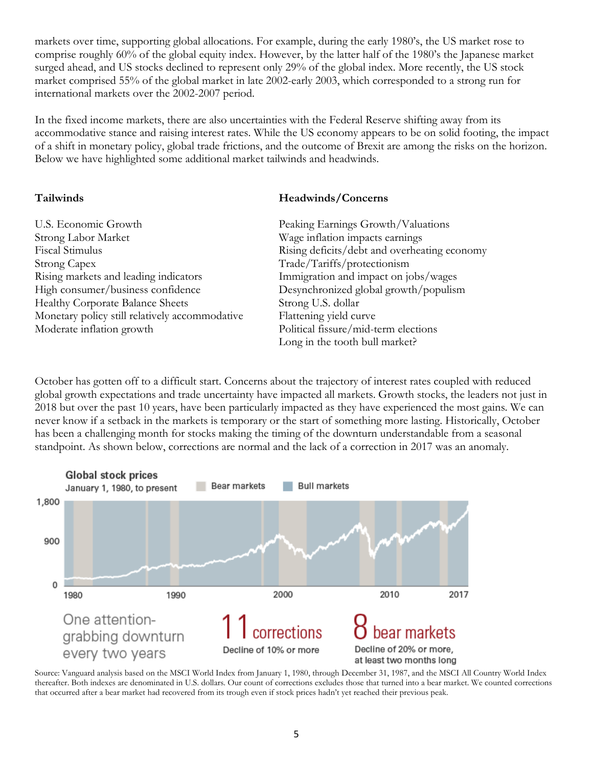markets over time, supporting global allocations. For example, during the early 1980's, the US market rose to comprise roughly 60% of the global equity index. However, by the latter half of the 1980's the Japanese market surged ahead, and US stocks declined to represent only 29% of the global index. More recently, the US stock market comprised 55% of the global market in late 2002-early 2003, which corresponded to a strong run for international markets over the 2002-2007 period.

In the fixed income markets, there are also uncertainties with the Federal Reserve shifting away from its accommodative stance and raising interest rates. While the US economy appears to be on solid footing, the impact of a shift in monetary policy, global trade frictions, and the outcome of Brexit are among the risks on the horizon. Below we have highlighted some additional market tailwinds and headwinds.

| **Tailwinds** | **Headwinds/Concerns** |
|---|---|
| U.S. Economic Growth | Peaking Earnings Growth/Valuations |
| Strong Labor Market | Wage inflation impacts earnings |
| Fiscal Stimulus | Rising deficits/debt and overheating economy |
| Strong Capex | Trade/Tariffs/protectionism |
| Rising markets and leading indicators | Immigration and impact on jobs/wages |
| High consumer/business confidence | Desynchronized global growth/populism |
| Healthy Corporate Balance Sheets | Strong U.S. dollar |
| Monetary policy still relatively accommodative | Flattening yield curve |
| Moderate inflation growth | Political fissure/mid-term elections |
| | Long in the tooth bull market? |

October has gotten off to a difficult start. Concerns about the trajectory of interest rates coupled with reduced global growth expectations and trade uncertainty have impacted all markets. Growth stocks, the leaders not just in 2018 but over the past 10 years, have been particularly impacted as they have experienced the most gains. We can never know if a setback in the markets is temporary or the start of something more lasting. Historically, October has been a challenging month for stocks making the timing of the downturn understandable from a seasonal standpoint. As shown below, corrections are normal and the lack of a correction in 2017 was an anomaly.

**Global stock prices**
January 1, 1980, to present

Bear markets | Bull markets

One attention-grabbing downturn every two years

**11 corrections** — Decline of 10% or more

**8 bear markets** — Decline of 20% or more, at least two months long

Source: Vanguard analysis based on the MSCI World Index from January 1, 1980, through December 31, 1987, and the MSCI All Country World Index thereafter. Both indexes are denominated in U.S. dollars. Our count of corrections excludes those that turned into a bear market. We counted corrections that occurred after a bear market had recovered from its trough even if stock prices hadn't yet reached their previous peak.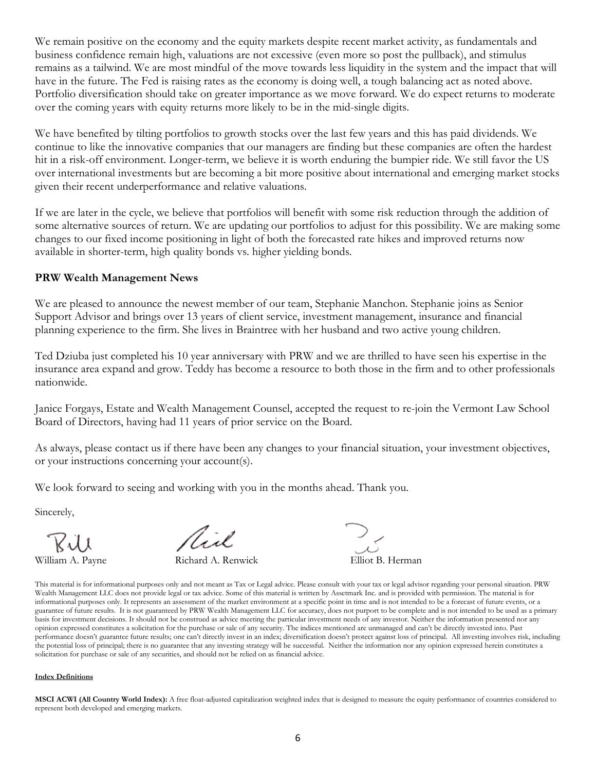We remain positive on the economy and the equity markets despite recent market activity, as fundamentals and business confidence remain high, valuations are not excessive (even more so post the pullback), and stimulus remains as a tailwind. We are most mindful of the move towards less liquidity in the system and the impact that will have in the future. The Fed is raising rates as the economy is doing well, a tough balancing act as noted above. Portfolio diversification should take on greater importance as we move forward. We do expect returns to moderate over the coming years with equity returns more likely to be in the mid-single digits.

We have benefited by tilting portfolios to growth stocks over the last few years and this has paid dividends. We continue to like the innovative companies that our managers are finding but these companies are often the hardest hit in a risk-off environment. Longer-term, we believe it is worth enduring the bumpier ride. We still favor the US over international investments but are becoming a bit more positive about international and emerging market stocks given their recent underperformance and relative valuations.

If we are later in the cycle, we believe that portfolios will benefit with some risk reduction through the addition of some alternative sources of return. We are updating our portfolios to adjust for this possibility. We are making some changes to our fixed income positioning in light of both the forecasted rate hikes and improved returns now available in shorter-term, high quality bonds vs. higher yielding bonds.

## PRW Wealth Management News

We are pleased to announce the newest member of our team, Stephanie Manchon. Stephanie joins as Senior Support Advisor and brings over 13 years of client service, investment management, insurance and financial planning experience to the firm. She lives in Braintree with her husband and two active young children.

Ted Dziuba just completed his 10 year anniversary with PRW and we are thrilled to have seen his expertise in the insurance area expand and grow. Teddy has become a resource to both those in the firm and to other professionals nationwide.

Janice Forgays, Estate and Wealth Management Counsel, accepted the request to re-join the Vermont Law School Board of Directors, having had 11 years of prior service on the Board.

As always, please contact us if there have been any changes to your financial situation, your investment objectives, or your instructions concerning your account(s).

We look forward to seeing and working with you in the months ahead. Thank you.

Sincerely,

William A. Payne    Richard A. Renwick    Elliot B. Herman

This material is for informational purposes only and not meant as Tax or Legal advice. Please consult with your tax or legal advisor regarding your personal situation. PRW Wealth Management LLC does not provide legal or tax advice. Some of this material is written by Assetmark Inc. and is provided with permission. The material is for informational purposes only. It represents an assessment of the market environment at a specific point in time and is not intended to be a forecast of future events, or a guarantee of future results. It is not guaranteed by PRW Wealth Management LLC for accuracy, does not purport to be complete and is not intended to be used as a primary basis for investment decisions. It should not be construed as advice meeting the particular investment needs of any investor. Neither the information presented nor any opinion expressed constitutes a solicitation for the purchase or sale of any security. The indices mentioned are unmanaged and can't be directly invested into. Past performance doesn't guarantee future results; one can't directly invest in an index; diversification doesn't protect against loss of principal. All investing involves risk, including the potential loss of principal; there is no guarantee that any investing strategy will be successful. Neither the information nor any opinion expressed herein constitutes a solicitation for purchase or sale of any securities, and should not be relied on as financial advice.

**Index Definitions**

**MSCI ACWI (All Country World Index):** A free float-adjusted capitalization weighted index that is designed to measure the equity performance of countries considered to represent both developed and emerging markets.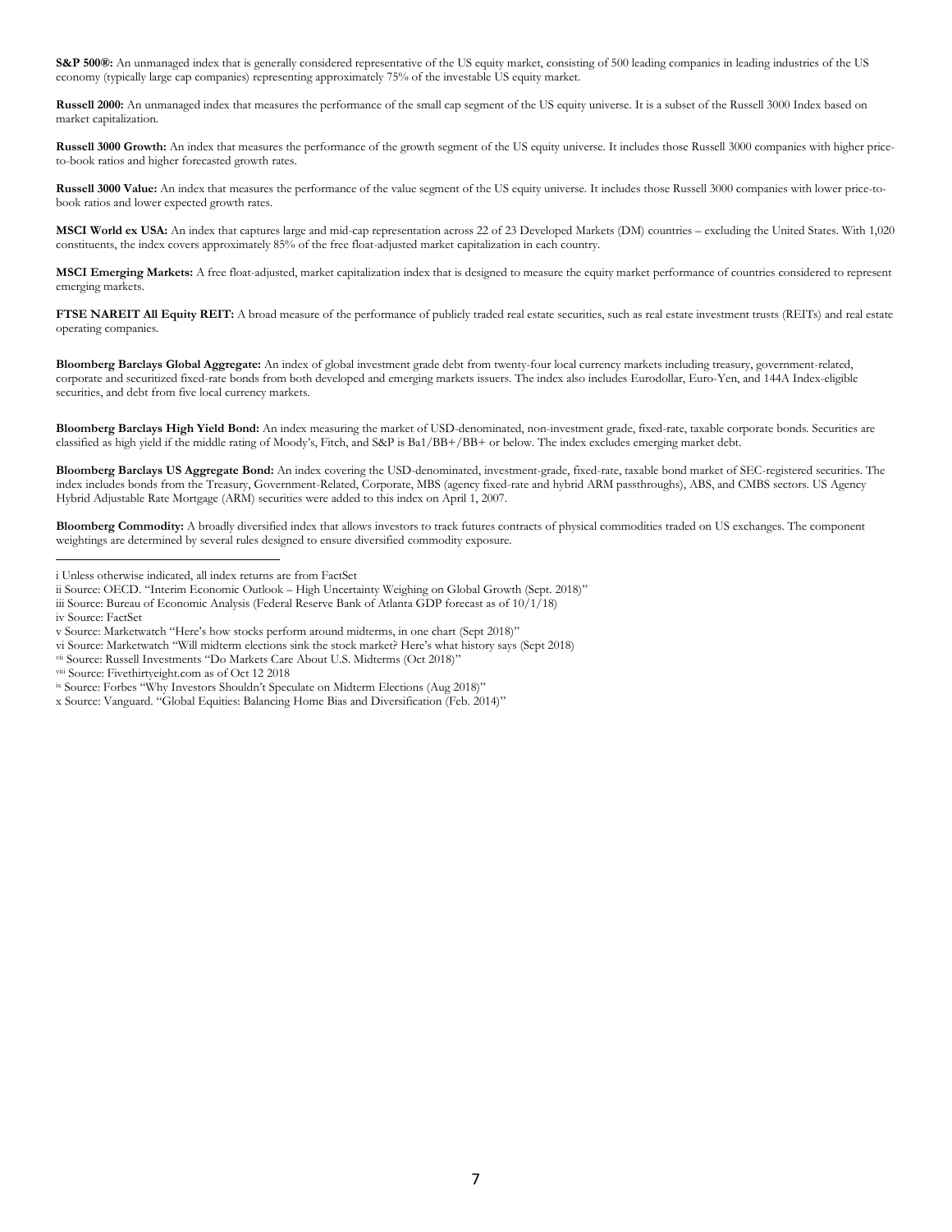**S&P 500®:** An unmanaged index that is generally considered representative of the US equity market, consisting of 500 leading companies in leading industries of the US economy (typically large cap companies) representing approximately 75% of the investable US equity market.

**Russell 2000:** An unmanaged index that measures the performance of the small cap segment of the US equity universe. It is a subset of the Russell 3000 Index based on market capitalization.

**Russell 3000 Growth:** An index that measures the performance of the growth segment of the US equity universe. It includes those Russell 3000 companies with higher price-to-book ratios and higher forecasted growth rates.

**Russell 3000 Value:** An index that measures the performance of the value segment of the US equity universe. It includes those Russell 3000 companies with lower price-to-book ratios and lower expected growth rates.

**MSCI World ex USA:** An index that captures large and mid-cap representation across 22 of 23 Developed Markets (DM) countries – excluding the United States. With 1,020 constituents, the index covers approximately 85% of the free float-adjusted market capitalization in each country.

**MSCI Emerging Markets:** A free float-adjusted, market capitalization index that is designed to measure the equity market performance of countries considered to represent emerging markets.

**FTSE NAREIT All Equity REIT:** A broad measure of the performance of publicly traded real estate securities, such as real estate investment trusts (REITs) and real estate operating companies.

**Bloomberg Barclays Global Aggregate:** An index of global investment grade debt from twenty-four local currency markets including treasury, government-related, corporate and securitized fixed-rate bonds from both developed and emerging markets issuers. The index also includes Eurodollar, Euro-Yen, and 144A Index-eligible securities, and debt from five local currency markets.

**Bloomberg Barclays High Yield Bond:** An index measuring the market of USD-denominated, non-investment grade, fixed-rate, taxable corporate bonds. Securities are classified as high yield if the middle rating of Moody's, Fitch, and S&P is Ba1/BB+/BB+ or below. The index excludes emerging market debt.

**Bloomberg Barclays US Aggregate Bond:** An index covering the USD-denominated, investment-grade, fixed-rate, taxable bond market of SEC-registered securities. The index includes bonds from the Treasury, Government-Related, Corporate, MBS (agency fixed-rate and hybrid ARM passthroughs), ABS, and CMBS sectors. US Agency Hybrid Adjustable Rate Mortgage (ARM) securities were added to this index on April 1, 2007.

**Bloomberg Commodity:** A broadly diversified index that allows investors to track futures contracts of physical commodities traded on US exchanges. The component weightings are determined by several rules designed to ensure diversified commodity exposure.

---

i Unless otherwise indicated, all index returns are from FactSet

ii Source: OECD. "Interim Economic Outlook – High Uncertainty Weighing on Global Growth (Sept. 2018)"

iii Source: Bureau of Economic Analysis (Federal Reserve Bank of Atlanta GDP forecast as of 10/1/18)

iv Source: FactSet

v Source: Marketwatch "Here's how stocks perform around midterms, in one chart (Sept 2018)"

vi Source: Marketwatch "Will midterm elections sink the stock market? Here's what history says (Sept 2018)

vii Source: Russell Investments "Do Markets Care About U.S. Midterms (Oct 2018)"

viii Source: Fivethirtyeight.com as of Oct 12 2018

ix Source: Forbes "Why Investors Shouldn't Speculate on Midterm Elections (Aug 2018)"

x Source: Vanguard. "Global Equities: Balancing Home Bias and Diversification (Feb. 2014)"